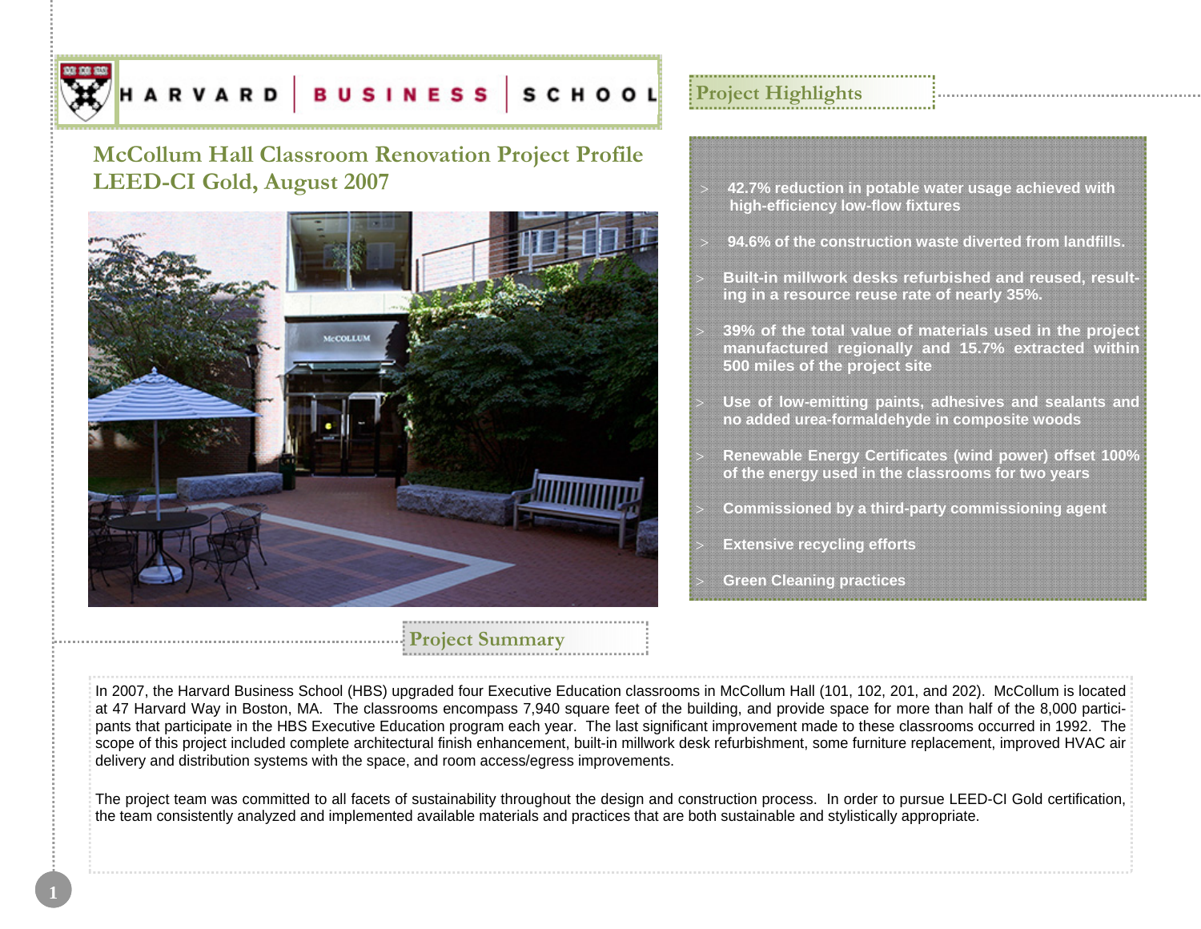HARVARD | BUSINESS | SCHOOL

# McCollum Hall Classroom Renovation Project Profile
# LEED-CI Gold, August 2007

## Project Highlights

- 42.7% reduction in potable water usage achieved with high-efficiency low-flow fixtures
- 94.6% of the construction waste diverted from landfills.
- Built-in millwork desks refurbished and reused, resulting in a resource reuse rate of nearly 35%.
- 39% of the total value of materials used in the project manufactured regionally and 15.7% extracted within 500 miles of the project site
- Use of low-emitting paints, adhesives and sealants and no added urea-formaldehyde in composite woods
- Renewable Energy Certificates (wind power) offset 100% of the energy used in the classrooms for two years
- Commissioned by a third-party commissioning agent
- Extensive recycling efforts
- Green Cleaning practices

## Project Summary

In 2007, the Harvard Business School (HBS) upgraded four Executive Education classrooms in McCollum Hall (101, 102, 201, and 202). McCollum is located at 47 Harvard Way in Boston, MA. The classrooms encompass 7,940 square feet of the building, and provide space for more than half of the 8,000 participants that participate in the HBS Executive Education program each year. The last significant improvement made to these classrooms occurred in 1992. The scope of this project included complete architectural finish enhancement, built-in millwork desk refurbishment, some furniture replacement, improved HVAC air delivery and distribution systems with the space, and room access/egress improvements.

The project team was committed to all facets of sustainability throughout the design and construction process. In order to pursue LEED-CI Gold certification, the team consistently analyzed and implemented available materials and practices that are both sustainable and stylistically appropriate.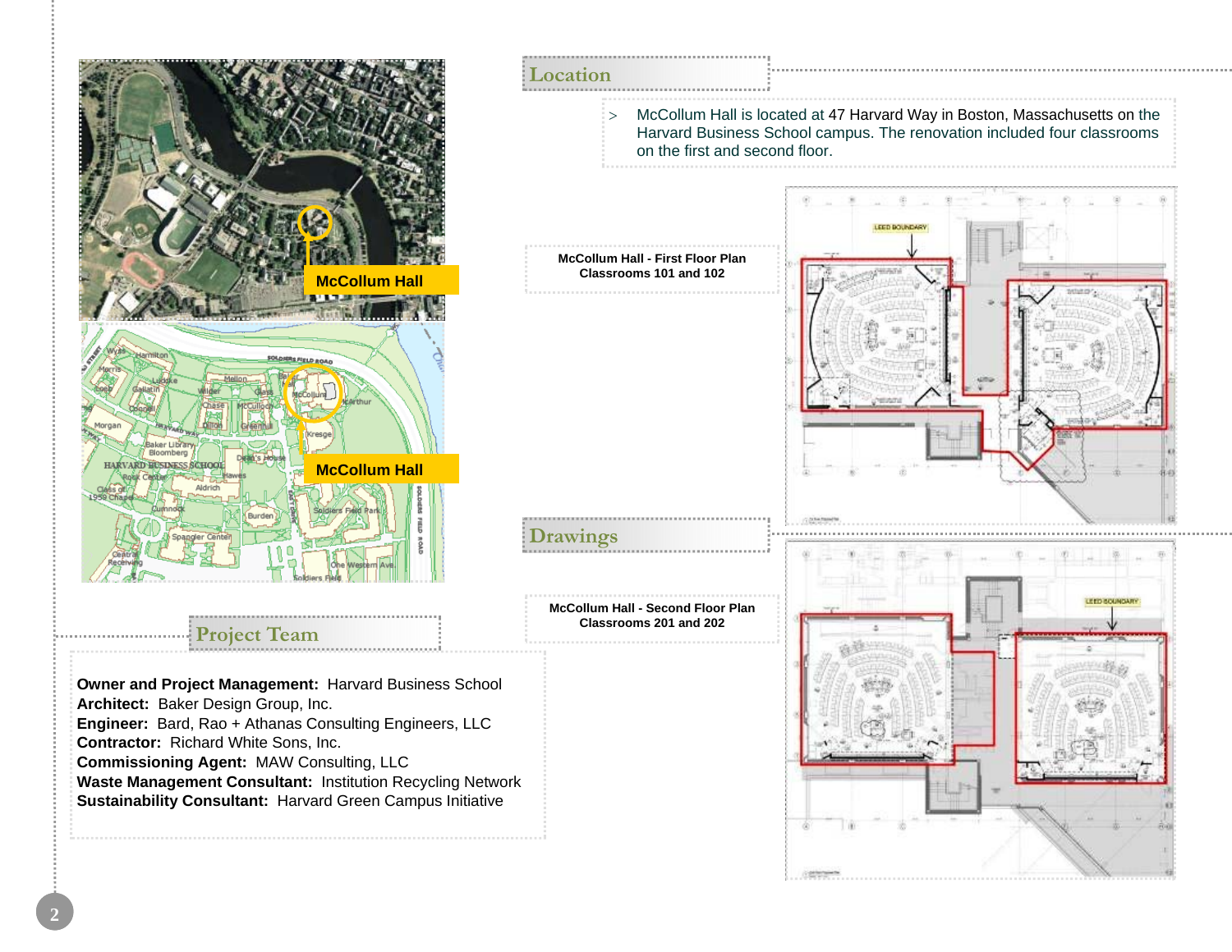## Location

> McCollum Hall is located at 47 Harvard Way in Boston, Massachusetts on the Harvard Business School campus. The renovation included four classrooms on the first and second floor.

McCollum Hall

McCollum Hall

## Drawings

**McCollum Hall - First Floor Plan**
**Classrooms 101 and 102**

**McCollum Hall - Second Floor Plan**
**Classrooms 201 and 202**

## Project Team

**Owner and Project Management:** Harvard Business School
**Architect:** Baker Design Group, Inc.
**Engineer:** Bard, Rao + Athanas Consulting Engineers, LLC
**Contractor:** Richard White Sons, Inc.
**Commissioning Agent:** MAW Consulting, LLC
**Waste Management Consultant:** Institution Recycling Network
**Sustainability Consultant:** Harvard Green Campus Initiative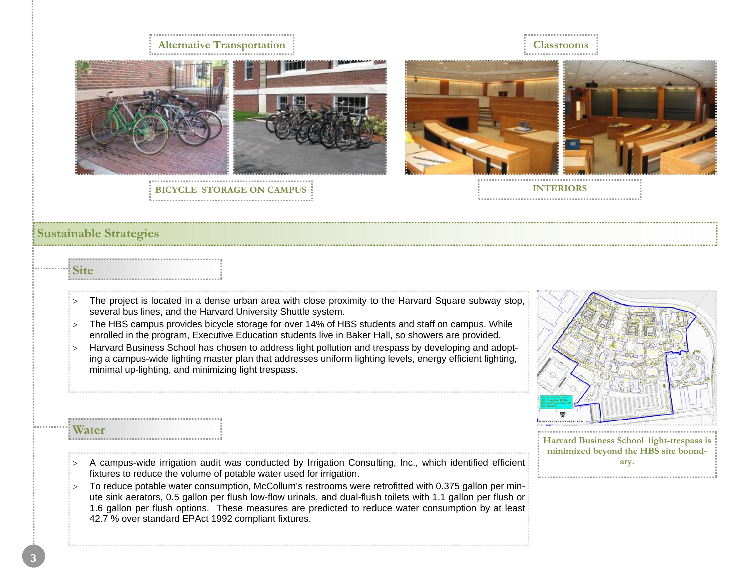Alternative Transportation

BICYCLE STORAGE ON CAMPUS

Classrooms

INTERIORS

## Sustainable Strategies

### Site

> The project is located in a dense urban area with close proximity to the Harvard Square subway stop, several bus lines, and the Harvard University Shuttle system.

> The HBS campus provides bicycle storage for over 14% of HBS students and staff on campus. While enrolled in the program, Executive Education students live in Baker Hall, so showers are provided.

> Harvard Business School has chosen to address light pollution and trespass by developing and adopting a campus-wide lighting master plan that addresses uniform lighting levels, energy efficient lighting, minimal up-lighting, and minimizing light trespass.

Harvard Business School light-trespass is minimized beyond the HBS site boundary.

### Water

> A campus-wide irrigation audit was conducted by Irrigation Consulting, Inc., which identified efficient fixtures to reduce the volume of potable water used for irrigation.

> To reduce potable water consumption, McCollum's restrooms were retrofitted with 0.375 gallon per minute sink aerators, 0.5 gallon per flush low-flow urinals, and dual-flush toilets with 1.1 gallon per flush or 1.6 gallon per flush options. These measures are predicted to reduce water consumption by at least 42.7 % over standard EPAct 1992 compliant fixtures.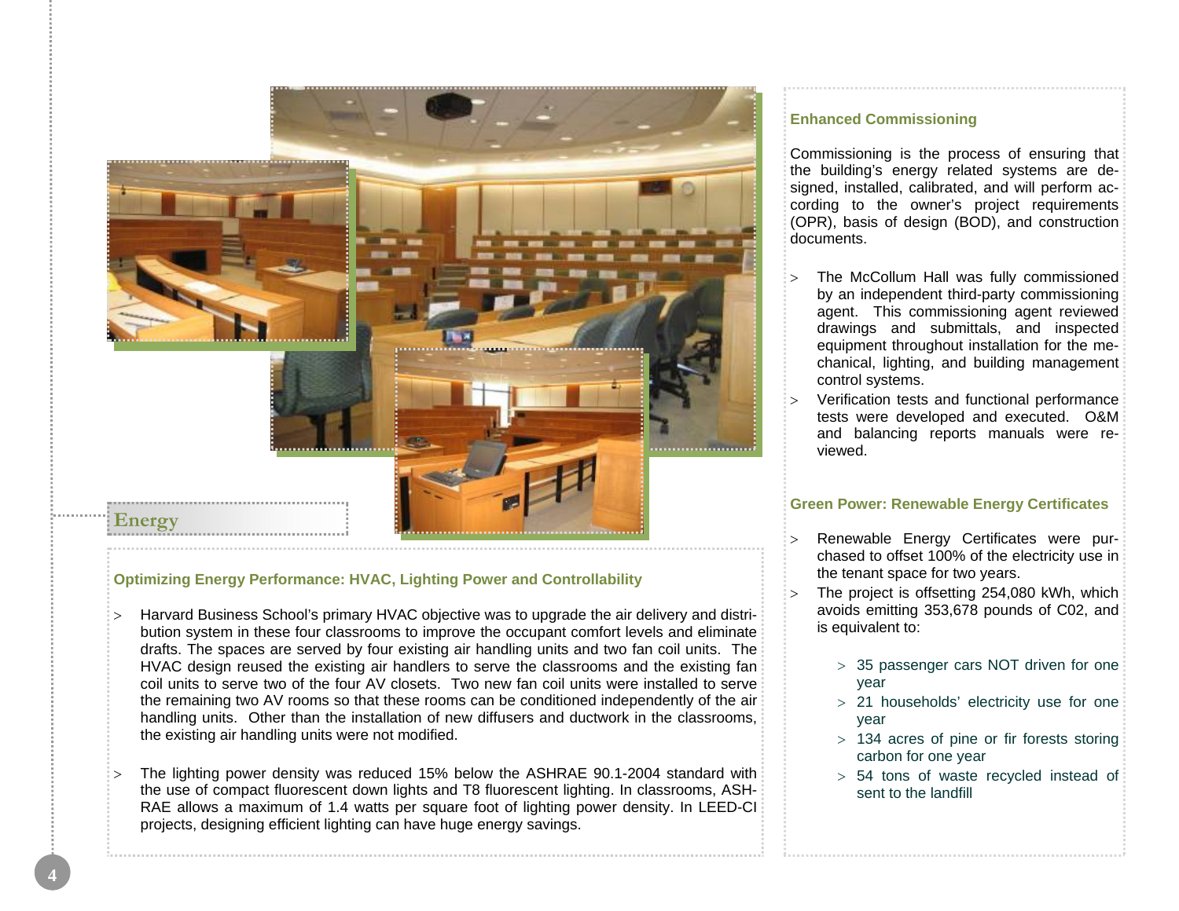# Energy

## Optimizing Energy Performance: HVAC, Lighting Power and Controllability

- Harvard Business School's primary HVAC objective was to upgrade the air delivery and distribution system in these four classrooms to improve the occupant comfort levels and eliminate drafts. The spaces are served by four existing air handling units and two fan coil units. The HVAC design reused the existing air handlers to serve the classrooms and the existing fan coil units to serve two of the four AV closets. Two new fan coil units were installed to serve the remaining two AV rooms so that these rooms can be conditioned independently of the air handling units. Other than the installation of new diffusers and ductwork in the classrooms, the existing air handling units were not modified.
- The lighting power density was reduced 15% below the ASHRAE 90.1-2004 standard with the use of compact fluorescent down lights and T8 fluorescent lighting. In classrooms, ASHRAE allows a maximum of 1.4 watts per square foot of lighting power density. In LEED-CI projects, designing efficient lighting can have huge energy savings.

## Enhanced Commissioning

Commissioning is the process of ensuring that the building's energy related systems are designed, installed, calibrated, and will perform according to the owner's project requirements (OPR), basis of design (BOD), and construction documents.

- The McCollum Hall was fully commissioned by an independent third-party commissioning agent. This commissioning agent reviewed drawings and submittals, and inspected equipment throughout installation for the mechanical, lighting, and building management control systems.
- Verification tests and functional performance tests were developed and executed. O&M and balancing reports manuals were reviewed.

## Green Power: Renewable Energy Certificates

- Renewable Energy Certificates were purchased to offset 100% of the electricity use in the tenant space for two years.
- The project is offsetting 254,080 kWh, which avoids emitting 353,678 pounds of C02, and is equivalent to:
  - 35 passenger cars NOT driven for one year
  - 21 households' electricity use for one year
  - 134 acres of pine or fir forests storing carbon for one year
  - 54 tons of waste recycled instead of sent to the landfill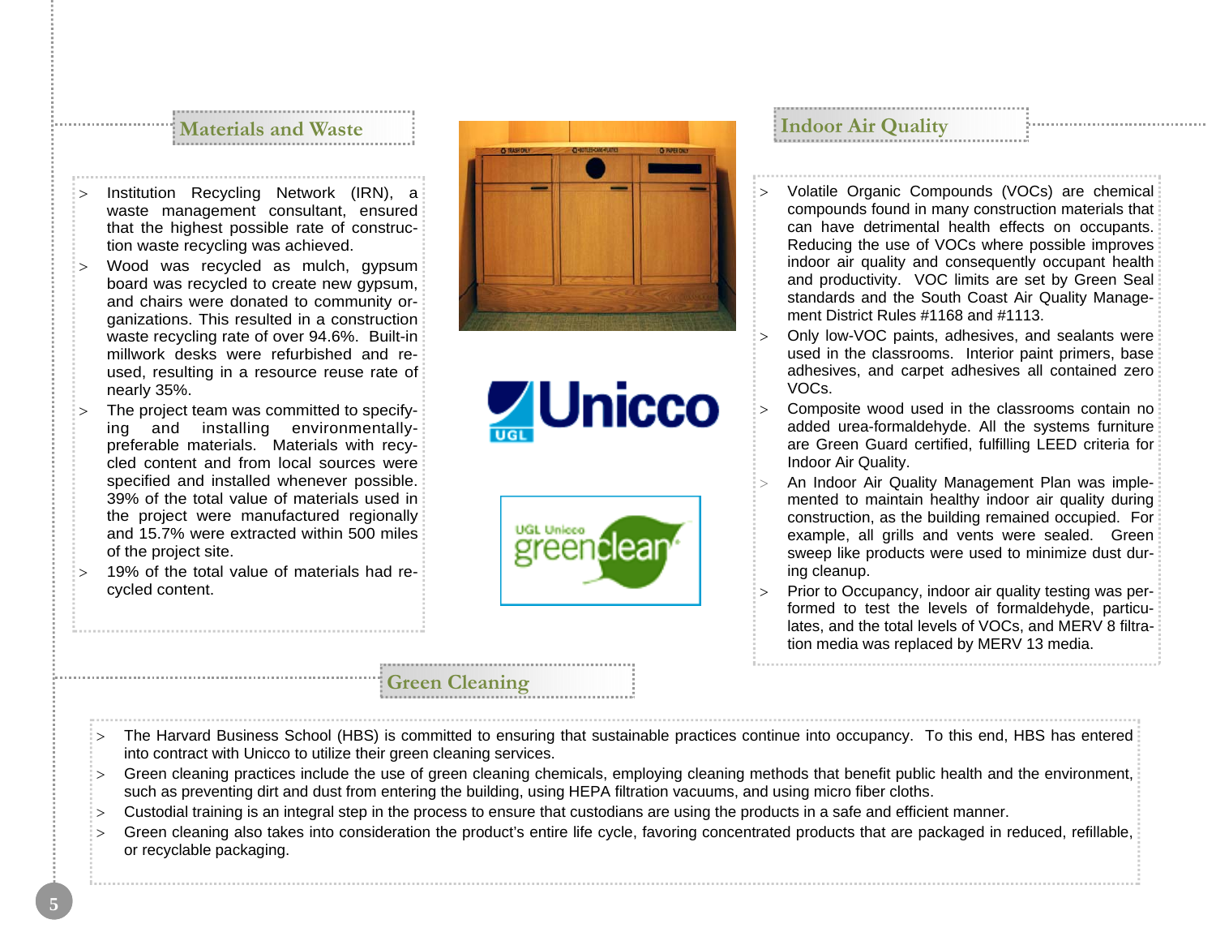## Materials and Waste

- Institution Recycling Network (IRN), a waste management consultant, ensured that the highest possible rate of construction waste recycling was achieved.
- Wood was recycled as mulch, gypsum board was recycled to create new gypsum, and chairs were donated to community organizations. This resulted in a construction waste recycling rate of over 94.6%. Built-in millwork desks were refurbished and re-used, resulting in a resource reuse rate of nearly 35%.
- The project team was committed to specifying and installing environmentally-preferable materials. Materials with recycled content and from local sources were specified and installed whenever possible. 39% of the total value of materials used in the project were manufactured regionally and 15.7% were extracted within 500 miles of the project site.
- 19% of the total value of materials had recycled content.

## Indoor Air Quality

- Volatile Organic Compounds (VOCs) are chemical compounds found in many construction materials that can have detrimental health effects on occupants. Reducing the use of VOCs where possible improves indoor air quality and consequently occupant health and productivity. VOC limits are set by Green Seal standards and the South Coast Air Quality Management District Rules #1168 and #1113.
- Only low-VOC paints, adhesives, and sealants were used in the classrooms. Interior paint primers, base adhesives, and carpet adhesives all contained zero VOCs.
- Composite wood used in the classrooms contain no added urea-formaldehyde. All the systems furniture are Green Guard certified, fulfilling LEED criteria for Indoor Air Quality.
- An Indoor Air Quality Management Plan was implemented to maintain healthy indoor air quality during construction, as the building remained occupied. For example, all grills and vents were sealed. Green sweep like products were used to minimize dust during cleanup.
- Prior to Occupancy, indoor air quality testing was performed to test the levels of formaldehyde, particulates, and the total levels of VOCs, and MERV 8 filtration media was replaced by MERV 13 media.

## Green Cleaning

- The Harvard Business School (HBS) is committed to ensuring that sustainable practices continue into occupancy. To this end, HBS has entered into contract with Unicco to utilize their green cleaning services.
- Green cleaning practices include the use of green cleaning chemicals, employing cleaning methods that benefit public health and the environment, such as preventing dirt and dust from entering the building, using HEPA filtration vacuums, and using micro fiber cloths.
- Custodial training is an integral step in the process to ensure that custodians are using the products in a safe and efficient manner.
- Green cleaning also takes into consideration the product's entire life cycle, favoring concentrated products that are packaged in reduced, refillable, or recyclable packaging.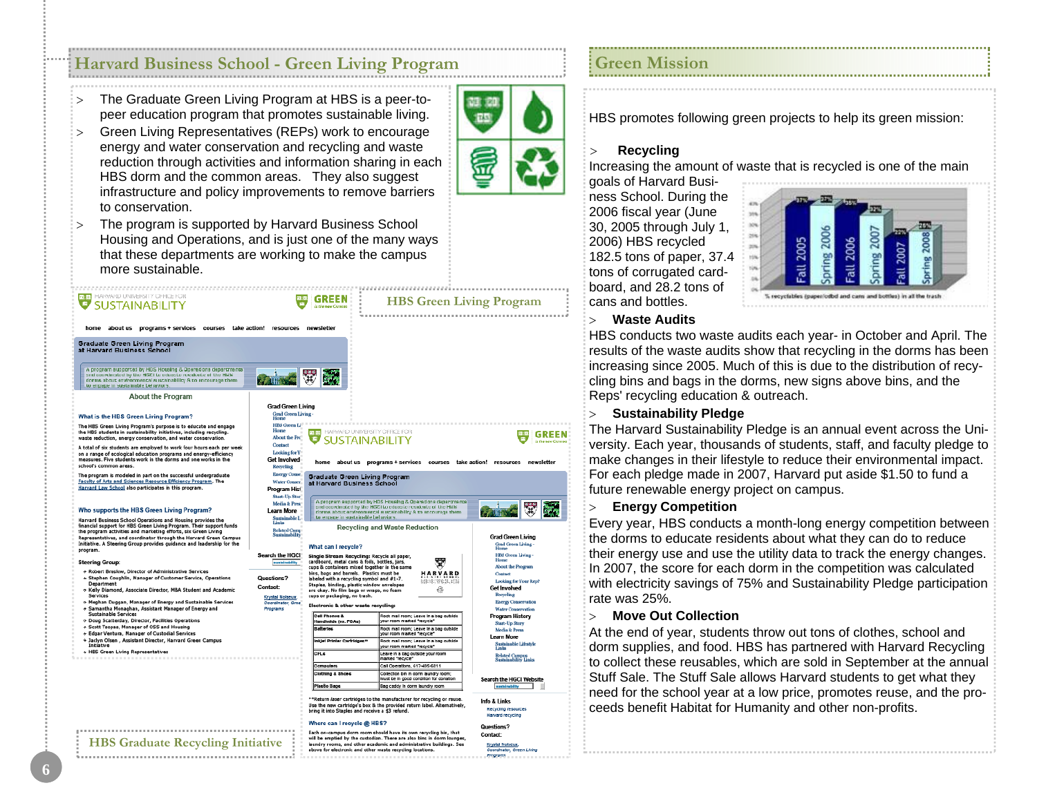## Harvard Business School - Green Living Program

> The Graduate Green Living Program at HBS is a peer-to-peer education program that promotes sustainable living.

> Green Living Representatives (REPs) work to encourage energy and water conservation and recycling and waste reduction through activities and information sharing in each HBS dorm and the common areas. They also suggest infrastructure and policy improvements to remove barriers to conservation.

> The program is supported by Harvard Business School Housing and Operations, and is just one of the many ways that these departments are working to make the campus more sustainable.

HBS Green Living Program

HBS Graduate Recycling Initiative

## Green Mission

HBS promotes following green projects to help its green mission:

> **Recycling**

Increasing the amount of waste that is recycled is one of the main goals of Harvard Business School. During the 2006 fiscal year (June 30, 2005 through July 1, 2006) HBS recycled 182.5 tons of paper, 37.4 tons of corrugated cardboard, and 28.2 tons of cans and bottles.

37% 37% 35% 32% 22% 25%

Fall 2005, Spring 2006, Fall 2006, Spring 2007, Fall 2007, Spring 2008

40% 35% 30% 25% 20% 15% 10% 5% 0%

% recyclables (paper/cdbd and cans and bottles) in all the trash

> **Waste Audits**

HBS conducts two waste audits each year- in October and April. The results of the waste audits show that recycling in the dorms has been increasing since 2005. Much of this is due to the distribution of recycling bins and bags in the dorms, new signs above bins, and the Reps' recycling education & outreach.

> **Sustainability Pledge**

The Harvard Sustainability Pledge is an annual event across the University. Each year, thousands of students, staff, and faculty pledge to make changes in their lifestyle to reduce their environmental impact. For each pledge made in 2007, Harvard put aside $1.50 to fund a future renewable energy project on campus.

> **Energy Competition**

Every year, HBS conducts a month-long energy competition between the dorms to educate residents about what they can do to reduce their energy use and use the utility data to track the energy changes. In 2007, the score for each dorm in the competition was calculated with electricity savings of 75% and Sustainability Pledge participation rate was 25%.

> **Move Out Collection**

At the end of year, students throw out tons of clothes, school and dorm supplies, and food. HBS has partnered with Harvard Recycling to collect these reusables, which are sold in September at the annual Stuff Sale. The Stuff Sale allows Harvard students to get what they need for the school year at a low price, promotes reuse, and the proceeds benefit Habitat for Humanity and other non-profits.